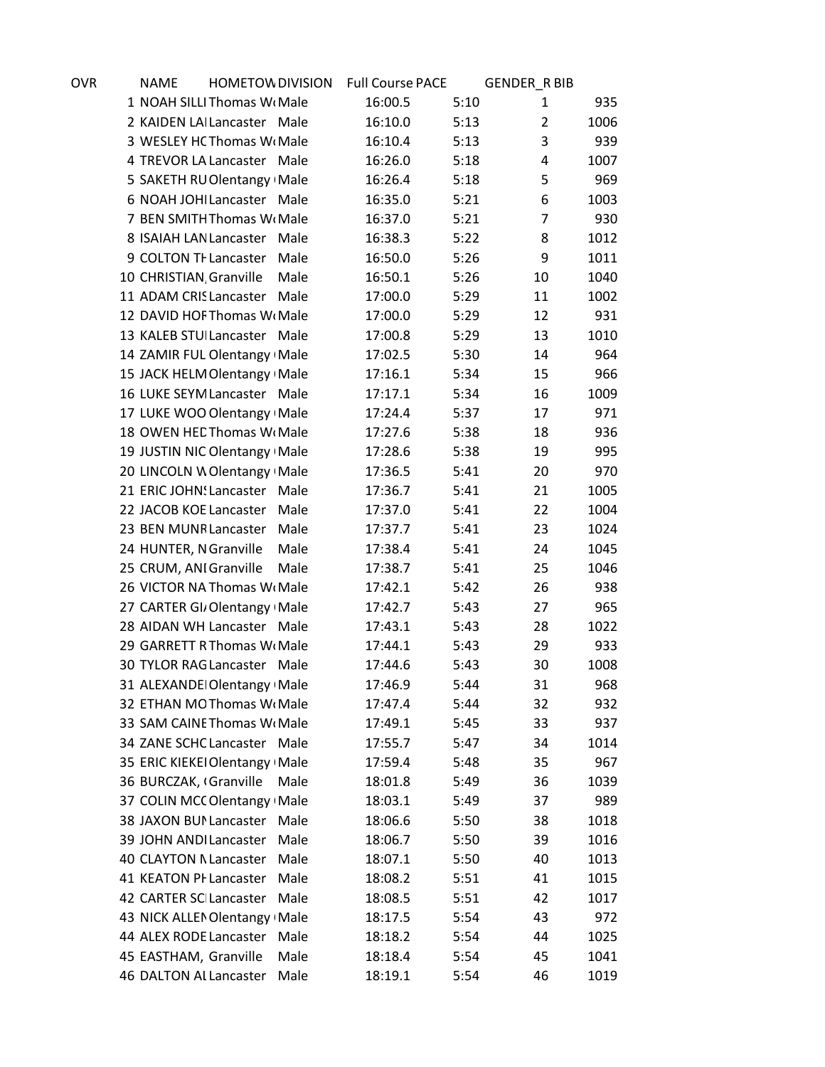| OVR | NAME | HOMETOW | DIVISION | Full Course | PACE | GENDER_R | BIB |
|---|---|---|---|---|---|---|---|
| 1 | NOAH SILLI | Thomas W | Male | 16:00.5 | 5:10 | 1 | 935 |
| 2 | KAIDEN LAI | Lancaster | Male | 16:10.0 | 5:13 | 2 | 1006 |
| 3 | WESLEY HC | Thomas W | Male | 16:10.4 | 5:13 | 3 | 939 |
| 4 | TREVOR LA | Lancaster | Male | 16:26.0 | 5:18 | 4 | 1007 |
| 5 | SAKETH RU | Olentangy | Male | 16:26.4 | 5:18 | 5 | 969 |
| 6 | NOAH JOHI | Lancaster | Male | 16:35.0 | 5:21 | 6 | 1003 |
| 7 | BEN SMITH | Thomas W | Male | 16:37.0 | 5:21 | 7 | 930 |
| 8 | ISAIAH LAN | Lancaster | Male | 16:38.3 | 5:22 | 8 | 1012 |
| 9 | COLTON TH | Lancaster | Male | 16:50.0 | 5:26 | 9 | 1011 |
| 10 | CHRISTIAN, | Granville | Male | 16:50.1 | 5:26 | 10 | 1040 |
| 11 | ADAM CRIS | Lancaster | Male | 17:00.0 | 5:29 | 11 | 1002 |
| 12 | DAVID HOF | Thomas W | Male | 17:00.0 | 5:29 | 12 | 931 |
| 13 | KALEB STU | Lancaster | Male | 17:00.8 | 5:29 | 13 | 1010 |
| 14 | ZAMIR FUL | Olentangy | Male | 17:02.5 | 5:30 | 14 | 964 |
| 15 | JACK HELM | Olentangy | Male | 17:16.1 | 5:34 | 15 | 966 |
| 16 | LUKE SEYM | Lancaster | Male | 17:17.1 | 5:34 | 16 | 1009 |
| 17 | LUKE WOO | Olentangy | Male | 17:24.4 | 5:37 | 17 | 971 |
| 18 | OWEN HEC | Thomas W | Male | 17:27.6 | 5:38 | 18 | 936 |
| 19 | JUSTIN NIC | Olentangy | Male | 17:28.6 | 5:38 | 19 | 995 |
| 20 | LINCOLN W | Olentangy | Male | 17:36.5 | 5:41 | 20 | 970 |
| 21 | ERIC JOHNS | Lancaster | Male | 17:36.7 | 5:41 | 21 | 1005 |
| 22 | JACOB KOE | Lancaster | Male | 17:37.0 | 5:41 | 22 | 1004 |
| 23 | BEN MUNR | Lancaster | Male | 17:37.7 | 5:41 | 23 | 1024 |
| 24 | HUNTER, N | Granville | Male | 17:38.4 | 5:41 | 24 | 1045 |
| 25 | CRUM, ANI | Granville | Male | 17:38.7 | 5:41 | 25 | 1046 |
| 26 | VICTOR NA | Thomas W | Male | 17:42.1 | 5:42 | 26 | 938 |
| 27 | CARTER GI | Olentangy | Male | 17:42.7 | 5:43 | 27 | 965 |
| 28 | AIDAN WH | Lancaster | Male | 17:43.1 | 5:43 | 28 | 1022 |
| 29 | GARRETT R | Thomas W | Male | 17:44.1 | 5:43 | 29 | 933 |
| 30 | TYLOR RAG | Lancaster | Male | 17:44.6 | 5:43 | 30 | 1008 |
| 31 | ALEXANDE | Olentangy | Male | 17:46.9 | 5:44 | 31 | 968 |
| 32 | ETHAN MO | Thomas W | Male | 17:47.4 | 5:44 | 32 | 932 |
| 33 | SAM CAINE | Thomas W | Male | 17:49.1 | 5:45 | 33 | 937 |
| 34 | ZANE SCHC | Lancaster | Male | 17:55.7 | 5:47 | 34 | 1014 |
| 35 | ERIC KIEKE | Olentangy | Male | 17:59.4 | 5:48 | 35 | 967 |
| 36 | BURCZAK, ( | Granville | Male | 18:01.8 | 5:49 | 36 | 1039 |
| 37 | COLIN MCC | Olentangy | Male | 18:03.1 | 5:49 | 37 | 989 |
| 38 | JAXON BUI | Lancaster | Male | 18:06.6 | 5:50 | 38 | 1018 |
| 39 | JOHN ANDI | Lancaster | Male | 18:06.7 | 5:50 | 39 | 1016 |
| 40 | CLAYTON N | Lancaster | Male | 18:07.1 | 5:50 | 40 | 1013 |
| 41 | KEATON PH | Lancaster | Male | 18:08.2 | 5:51 | 41 | 1015 |
| 42 | CARTER SC | Lancaster | Male | 18:08.5 | 5:51 | 42 | 1017 |
| 43 | NICK ALLEN | Olentangy | Male | 18:17.5 | 5:54 | 43 | 972 |
| 44 | ALEX RODE | Lancaster | Male | 18:18.2 | 5:54 | 44 | 1025 |
| 45 | EASTHAM, | Granville | Male | 18:18.4 | 5:54 | 45 | 1041 |
| 46 | DALTON AL | Lancaster | Male | 18:19.1 | 5:54 | 46 | 1019 |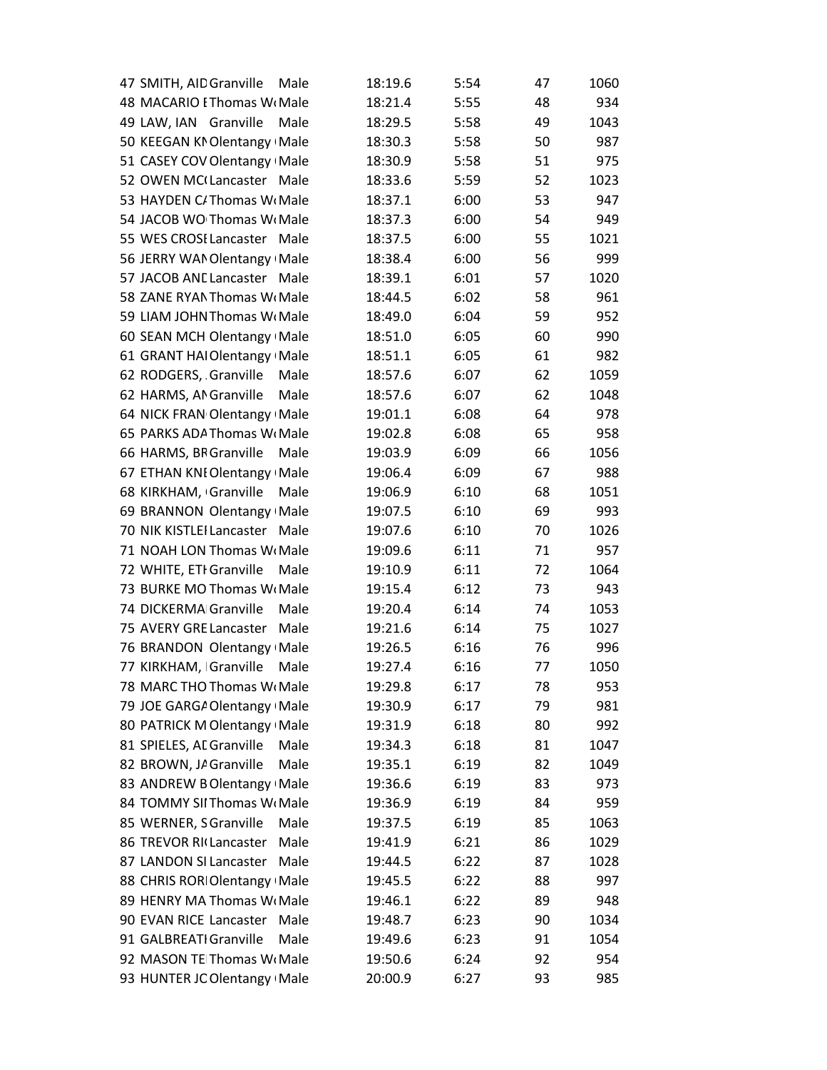| | | | | | | | |
|---|---|---|---|---|---|---|---|
| 47 | SMITH, AID | Granville | Male | 18:19.6 | 5:54 | 47 | 1060 |
| 48 | MACARIO E | Thomas W | Male | 18:21.4 | 5:55 | 48 | 934 |
| 49 | LAW, IAN | Granville | Male | 18:29.5 | 5:58 | 49 | 1043 |
| 50 | KEEGAN KN | Olentangy | Male | 18:30.3 | 5:58 | 50 | 987 |
| 51 | CASEY COV | Olentangy | Male | 18:30.9 | 5:58 | 51 | 975 |
| 52 | OWEN MC | Lancaster | Male | 18:33.6 | 5:59 | 52 | 1023 |
| 53 | HAYDEN CA | Thomas W | Male | 18:37.1 | 6:00 | 53 | 947 |
| 54 | JACOB WO | Thomas W | Male | 18:37.3 | 6:00 | 54 | 949 |
| 55 | WES CROSE | Lancaster | Male | 18:37.5 | 6:00 | 55 | 1021 |
| 56 | JERRY WAN | Olentangy | Male | 18:38.4 | 6:00 | 56 | 999 |
| 57 | JACOB AND | Lancaster | Male | 18:39.1 | 6:01 | 57 | 1020 |
| 58 | ZANE RYAN | Thomas W | Male | 18:44.5 | 6:02 | 58 | 961 |
| 59 | LIAM JOHN | Thomas W | Male | 18:49.0 | 6:04 | 59 | 952 |
| 60 | SEAN MCH | Olentangy | Male | 18:51.0 | 6:05 | 60 | 990 |
| 61 | GRANT HAI | Olentangy | Male | 18:51.1 | 6:05 | 61 | 982 |
| 62 | RODGERS, | Granville | Male | 18:57.6 | 6:07 | 62 | 1059 |
| 62 | HARMS, AN | Granville | Male | 18:57.6 | 6:07 | 62 | 1048 |
| 64 | NICK FRAN | Olentangy | Male | 19:01.1 | 6:08 | 64 | 978 |
| 65 | PARKS ADA | Thomas W | Male | 19:02.8 | 6:08 | 65 | 958 |
| 66 | HARMS, BR | Granville | Male | 19:03.9 | 6:09 | 66 | 1056 |
| 67 | ETHAN KNE | Olentangy | Male | 19:06.4 | 6:09 | 67 | 988 |
| 68 | KIRKHAM, | Granville | Male | 19:06.9 | 6:10 | 68 | 1051 |
| 69 | BRANNON | Olentangy | Male | 19:07.5 | 6:10 | 69 | 993 |
| 70 | NIK KISTLE | Lancaster | Male | 19:07.6 | 6:10 | 70 | 1026 |
| 71 | NOAH LON | Thomas W | Male | 19:09.6 | 6:11 | 71 | 957 |
| 72 | WHITE, ETH | Granville | Male | 19:10.9 | 6:11 | 72 | 1064 |
| 73 | BURKE MO | Thomas W | Male | 19:15.4 | 6:12 | 73 | 943 |
| 74 | DICKERMA | Granville | Male | 19:20.4 | 6:14 | 74 | 1053 |
| 75 | AVERY GRE | Lancaster | Male | 19:21.6 | 6:14 | 75 | 1027 |
| 76 | BRANDON | Olentangy | Male | 19:26.5 | 6:16 | 76 | 996 |
| 77 | KIRKHAM, | Granville | Male | 19:27.4 | 6:16 | 77 | 1050 |
| 78 | MARC THO | Thomas W | Male | 19:29.8 | 6:17 | 78 | 953 |
| 79 | JOE GARGA | Olentangy | Male | 19:30.9 | 6:17 | 79 | 981 |
| 80 | PATRICK M | Olentangy | Male | 19:31.9 | 6:18 | 80 | 992 |
| 81 | SPIELES, AD | Granville | Male | 19:34.3 | 6:18 | 81 | 1047 |
| 82 | BROWN, JA | Granville | Male | 19:35.1 | 6:19 | 82 | 1049 |
| 83 | ANDREW B | Olentangy | Male | 19:36.6 | 6:19 | 83 | 973 |
| 84 | TOMMY SII | Thomas W | Male | 19:36.9 | 6:19 | 84 | 959 |
| 85 | WERNER, S | Granville | Male | 19:37.5 | 6:19 | 85 | 1063 |
| 86 | TREVOR RI | Lancaster | Male | 19:41.9 | 6:21 | 86 | 1029 |
| 87 | LANDON SI | Lancaster | Male | 19:44.5 | 6:22 | 87 | 1028 |
| 88 | CHRIS RORI | Olentangy | Male | 19:45.5 | 6:22 | 88 | 997 |
| 89 | HENRY MA | Thomas W | Male | 19:46.1 | 6:22 | 89 | 948 |
| 90 | EVAN RICE | Lancaster | Male | 19:48.7 | 6:23 | 90 | 1034 |
| 91 | GALBREATI | Granville | Male | 19:49.6 | 6:23 | 91 | 1054 |
| 92 | MASON TE | Thomas W | Male | 19:50.6 | 6:24 | 92 | 954 |
| 93 | HUNTER JC | Olentangy | Male | 20:00.9 | 6:27 | 93 | 985 |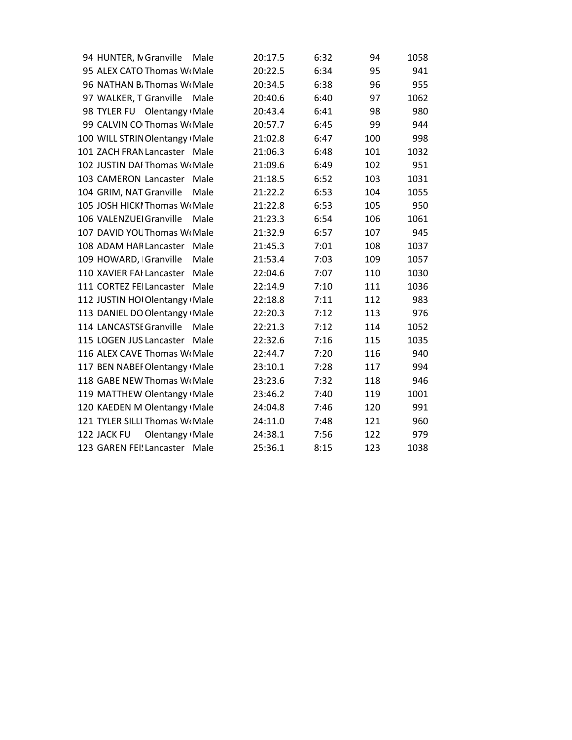| | | | | | | | |
|---|---|---|---|---|---|---|---|
| 94 | HUNTER, M | Granville | Male | 20:17.5 | 6:32 | 94 | 1058 |
| 95 | ALEX CATO | Thomas W | Male | 20:22.5 | 6:34 | 95 | 941 |
| 96 | NATHAN B. | Thomas W | Male | 20:34.5 | 6:38 | 96 | 955 |
| 97 | WALKER, T | Granville | Male | 20:40.6 | 6:40 | 97 | 1062 |
| 98 | TYLER FU | Olentangy | Male | 20:43.4 | 6:41 | 98 | 980 |
| 99 | CALVIN CO | Thomas W | Male | 20:57.7 | 6:45 | 99 | 944 |
| 100 | WILL STRIN | Olentangy | Male | 21:02.8 | 6:47 | 100 | 998 |
| 101 | ZACH FRAN | Lancaster | Male | 21:06.3 | 6:48 | 101 | 1032 |
| 102 | JUSTIN DAI | Thomas W | Male | 21:09.6 | 6:49 | 102 | 951 |
| 103 | CAMERON | Lancaster | Male | 21:18.5 | 6:52 | 103 | 1031 |
| 104 | GRIM, NAT | Granville | Male | 21:22.2 | 6:53 | 104 | 1055 |
| 105 | JOSH HICKI | Thomas W | Male | 21:22.8 | 6:53 | 105 | 950 |
| 106 | VALENZUEI | Granville | Male | 21:23.3 | 6:54 | 106 | 1061 |
| 107 | DAVID YOU | Thomas W | Male | 21:32.9 | 6:57 | 107 | 945 |
| 108 | ADAM HAR | Lancaster | Male | 21:45.3 | 7:01 | 108 | 1037 |
| 109 | HOWARD, | Granville | Male | 21:53.4 | 7:03 | 109 | 1057 |
| 110 | XAVIER FAI | Lancaster | Male | 22:04.6 | 7:07 | 110 | 1030 |
| 111 | CORTEZ FEI | Lancaster | Male | 22:14.9 | 7:10 | 111 | 1036 |
| 112 | JUSTIN HOI | Olentangy | Male | 22:18.8 | 7:11 | 112 | 983 |
| 113 | DANIEL DO | Olentangy | Male | 22:20.3 | 7:12 | 113 | 976 |
| 114 | LANCASTSE | Granville | Male | 22:21.3 | 7:12 | 114 | 1052 |
| 115 | LOGEN JUS | Lancaster | Male | 22:32.6 | 7:16 | 115 | 1035 |
| 116 | ALEX CAVE | Thomas W | Male | 22:44.7 | 7:20 | 116 | 940 |
| 117 | BEN NABEI | Olentangy | Male | 23:10.1 | 7:28 | 117 | 994 |
| 118 | GABE NEW | Thomas W | Male | 23:23.6 | 7:32 | 118 | 946 |
| 119 | MATTHEW | Olentangy | Male | 23:46.2 | 7:40 | 119 | 1001 |
| 120 | KAEDEN M | Olentangy | Male | 24:04.8 | 7:46 | 120 | 991 |
| 121 | TYLER SILLI | Thomas W | Male | 24:11.0 | 7:48 | 121 | 960 |
| 122 | JACK FU | Olentangy | Male | 24:38.1 | 7:56 | 122 | 979 |
| 123 | GAREN FEI | Lancaster | Male | 25:36.1 | 8:15 | 123 | 1038 |